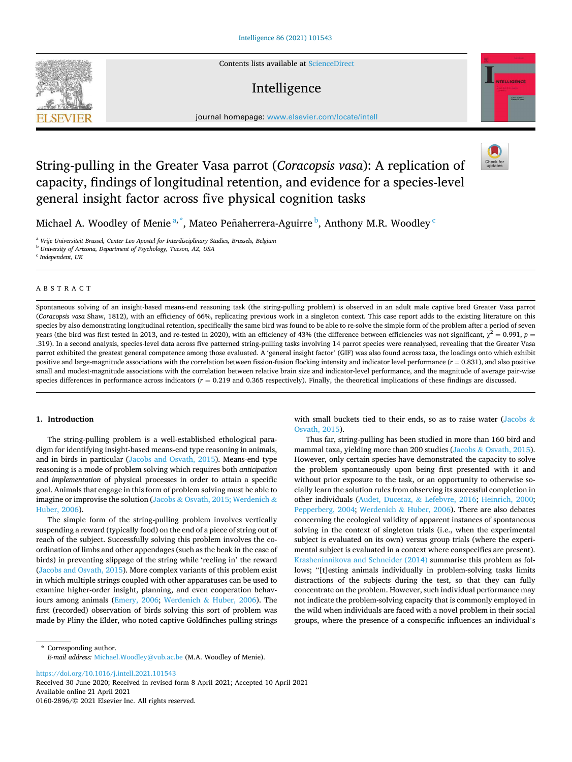# String-pulling in the Greater Vasa parrot (*Coracopsis vasa*): A replication of capacity, findings of longitudinal retention, and evidence for a species-level general insight factor across five physical cognition tasks

Michael A. Woodley of Menie [a,*], Mateo Peñaherrera-Aguirre [b], Anthony M.R. Woodley [c]

[a] Vrije Universiteit Brussel, Center Leo Apostel for Interdisciplinary Studies, Brussels, Belgium
[b] University of Arizona, Department of Psychology, Tucson, AZ, USA
[c] Independent, UK

## ABSTRACT

Spontaneous solving of an insight-based means-end reasoning task (the string-pulling problem) is observed in an adult male captive bred Greater Vasa parrot (*Coracopsis vasa* Shaw, 1812), with an efficiency of 66%, replicating previous work in a singleton context. This case report adds to the existing literature on this species by also demonstrating longitudinal retention, specifically the same bird was found to be able to re-solve the simple form of the problem after a period of seven years (the bird was first tested in 2013, and re-tested in 2020), with an efficiency of 43% (the difference between efficiencies was not significant, $\chi^2 = 0.991$, $p = .319$). In a second analysis, species-level data across five patterned string-pulling tasks involving 14 parrot species were reanalysed, revealing that the Greater Vasa parrot exhibited the greatest general competence among those evaluated. A 'general insight factor' (GIF) was also found across taxa, the loadings onto which exhibit positive and large-magnitude associations with the correlation between fission-fusion flocking intensity and indicator level performance ($r = 0.831$), and also positive small and modest-magnitude associations with the correlation between relative brain size and indicator-level performance, and the magnitude of average pair-wise species differences in performance across indicators ($r = 0.219$ and $0.365$ respectively). Finally, the theoretical implications of these findings are discussed.

## 1. Introduction

The string-pulling problem is a well-established ethological paradigm for identifying insight-based means-end type reasoning in animals, and in birds in particular (Jacobs and Osvath, 2015). Means-end type reasoning is a mode of problem solving which requires both *anticipation* and *implementation* of physical processes in order to attain a specific goal. Animals that engage in this form of problem solving must be able to imagine or improvise the solution (Jacobs & Osvath, 2015; Werdenich & Huber, 2006).

The simple form of the string-pulling problem involves vertically suspending a reward (typically food) on the end of a piece of string out of reach of the subject. Successfully solving this problem involves the coordination of limbs and other appendages (such as the beak in the case of birds) in preventing slippage of the string while 'reeling in' the reward (Jacobs and Osvath, 2015). More complex variants of this problem exist in which multiple strings coupled with other apparatuses can be used to examine higher-order insight, planning, and even cooperation behaviours among animals (Emery, 2006; Werdenich & Huber, 2006). The first (recorded) observation of birds solving this sort of problem was made by Pliny the Elder, who noted captive Goldfinches pulling strings with small buckets tied to their ends, so as to raise water (Jacobs & Osvath, 2015).

Thus far, string-pulling has been studied in more than 160 bird and mammal taxa, yielding more than 200 studies (Jacobs & Osvath, 2015). However, only certain species have demonstrated the capacity to solve the problem spontaneously upon being first presented with it and without prior exposure to the task, or an opportunity to otherwise socially learn the solution rules from observing its successful completion in other individuals (Audet, Ducetaz, & Lefebvre, 2016; Heinrich, 2000; Pepperberg, 2004; Werdenich & Huber, 2006). There are also debates concerning the ecological validity of apparent instances of spontaneous solving in the context of singleton trials (i.e., when the experimental subject is evaluated on its own) versus group trials (where the experimental subject is evaluated in a context where conspecifics are present). Krasheninnikova and Schneider (2014) summarise this problem as follows; "[t]esting animals individually in problem-solving tasks limits distractions of the subjects during the test, so that they can fully concentrate on the problem. However, such individual performance may not indicate the problem-solving capacity that is commonly employed in the wild when individuals are faced with a novel problem in their social groups, where the presence of a conspecific influences an individual's

---

\* Corresponding author.
*E-mail address:* Michael.Woodley@vub.ac.be (M.A. Woodley of Menie).

https://doi.org/10.1016/j.intell.2021.101543
Received 30 June 2020; Received in revised form 8 April 2021; Accepted 10 April 2021
Available online 21 April 2021
0160-2896/© 2021 Elsevier Inc. All rights reserved.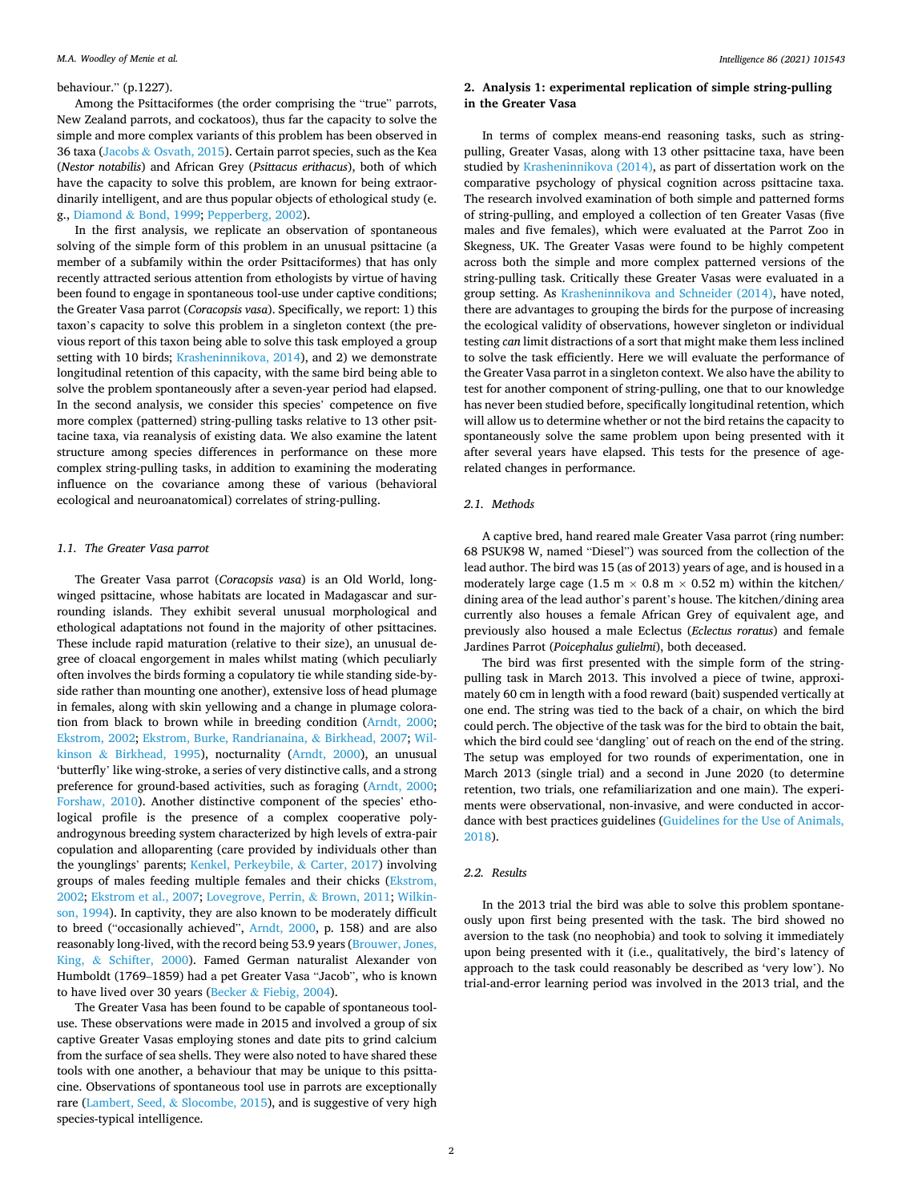behaviour." (p.1227).

Among the Psittaciformes (the order comprising the "true" parrots, New Zealand parrots, and cockatoos), thus far the capacity to solve the simple and more complex variants of this problem has been observed in 36 taxa (Jacobs & Osvath, 2015). Certain parrot species, such as the Kea (*Nestor notabilis*) and African Grey (*Psittacus erithacus*), both of which have the capacity to solve this problem, are known for being extraordinarily intelligent, and are thus popular objects of ethological study (e.g., Diamond & Bond, 1999; Pepperberg, 2002).

In the first analysis, we replicate an observation of spontaneous solving of the simple form of this problem in an unusual psittacine (a member of a subfamily within the order Psittaciformes) that has only recently attracted serious attention from ethologists by virtue of having been found to engage in spontaneous tool-use under captive conditions; the Greater Vasa parrot (*Coracopsis vasa*). Specifically, we report: 1) this taxon's capacity to solve this problem in a singleton context (the previous report of this taxon being able to solve this task employed a group setting with 10 birds; Krasheninnikova, 2014), and 2) we demonstrate longitudinal retention of this capacity, with the same bird being able to solve the problem spontaneously after a seven-year period had elapsed. In the second analysis, we consider this species' competence on five more complex (patterned) string-pulling tasks relative to 13 other psittacine taxa, via reanalysis of existing data. We also examine the latent structure among species differences in performance on these more complex string-pulling tasks, in addition to examining the moderating influence on the covariance among these of various (behavioral ecological and neuroanatomical) correlates of string-pulling.

### 1.1. The Greater Vasa parrot

The Greater Vasa parrot (*Coracopsis vasa*) is an Old World, long-winged psittacine, whose habitats are located in Madagascar and surrounding islands. They exhibit several unusual morphological and ethological adaptations not found in the majority of other psittacines. These include rapid maturation (relative to their size), an unusual degree of cloacal engorgement in males whilst mating (which peculiarly often involves the birds forming a copulatory tie while standing side-by-side rather than mounting one another), extensive loss of head plumage in females, along with skin yellowing and a change in plumage coloration from black to brown while in breeding condition (Arndt, 2000; Ekstrom, 2002; Ekstrom, Burke, Randrianaina, & Birkhead, 2007; Wilkinson & Birkhead, 1995), nocturnality (Arndt, 2000), an unusual 'butterfly' like wing-stroke, a series of very distinctive calls, and a strong preference for ground-based activities, such as foraging (Arndt, 2000; Forshaw, 2010). Another distinctive component of the species' ethological profile is the presence of a complex cooperative polyandrogynous breeding system characterized by high levels of extra-pair copulation and alloparenting (care provided by individuals other than the younglings' parents; Kenkel, Perkeybile, & Carter, 2017) involving groups of males feeding multiple females and their chicks (Ekstrom, 2002; Ekstrom et al., 2007; Lovegrove, Perrin, & Brown, 2011; Wilkinson, 1994). In captivity, they are also known to be moderately difficult to breed ("occasionally achieved", Arndt, 2000, p. 158) and are also reasonably long-lived, with the record being 53.9 years (Brouwer, Jones, King, & Schifter, 2000). Famed German naturalist Alexander von Humboldt (1769–1859) had a pet Greater Vasa "Jacob", who is known to have lived over 30 years (Becker & Fiebig, 2004).

The Greater Vasa has been found to be capable of spontaneous tool-use. These observations were made in 2015 and involved a group of six captive Greater Vasas employing stones and date pits to grind calcium from the surface of sea shells. They were also noted to have shared these tools with one another, a behaviour that may be unique to this psittacine. Observations of spontaneous tool use in parrots are exceptionally rare (Lambert, Seed, & Slocombe, 2015), and is suggestive of very high species-typical intelligence.

## 2. Analysis 1: experimental replication of simple string-pulling in the Greater Vasa

In terms of complex means-end reasoning tasks, such as string-pulling, Greater Vasas, along with 13 other psittacine taxa, have been studied by Krasheninnikova (2014), as part of dissertation work on the comparative psychology of physical cognition across psittacine taxa. The research involved examination of both simple and patterned forms of string-pulling, and employed a collection of ten Greater Vasas (five males and five females), which were evaluated at the Parrot Zoo in Skegness, UK. The Greater Vasas were found to be highly competent across both the simple and more complex patterned versions of the string-pulling task. Critically these Greater Vasas were evaluated in a group setting. As Krasheninnikova and Schneider (2014), have noted, there are advantages to grouping the birds for the purpose of increasing the ecological validity of observations, however singleton or individual testing *can* limit distractions of a sort that might make them less inclined to solve the task efficiently. Here we will evaluate the performance of the Greater Vasa parrot in a singleton context. We also have the ability to test for another component of string-pulling, one that to our knowledge has never been studied before, specifically longitudinal retention, which will allow us to determine whether or not the bird retains the capacity to spontaneously solve the same problem upon being presented with it after several years have elapsed. This tests for the presence of age-related changes in performance.

### 2.1. Methods

A captive bred, hand reared male Greater Vasa parrot (ring number: 68 PSUK98 W, named "Diesel") was sourced from the collection of the lead author. The bird was 15 (as of 2013) years of age, and is housed in a moderately large cage (1.5 m × 0.8 m × 0.52 m) within the kitchen/dining area of the lead author's parent's house. The kitchen/dining area currently also houses a female African Grey of equivalent age, and previously also housed a male Eclectus (*Eclectus roratus*) and female Jardines Parrot (*Poicephalus gulielmi*), both deceased.

The bird was first presented with the simple form of the string-pulling task in March 2013. This involved a piece of twine, approximately 60 cm in length with a food reward (bait) suspended vertically at one end. The string was tied to the back of a chair, on which the bird could perch. The objective of the task was for the bird to obtain the bait, which the bird could see 'dangling' out of reach on the end of the string. The setup was employed for two rounds of experimentation, one in March 2013 (single trial) and a second in June 2020 (to determine retention, two trials, one refamiliarization and one main). The experiments were observational, non-invasive, and were conducted in accordance with best practices guidelines (Guidelines for the Use of Animals, 2018).

### 2.2. Results

In the 2013 trial the bird was able to solve this problem spontaneously upon first being presented with the task. The bird showed no aversion to the task (no neophobia) and took to solving it immediately upon being presented with it (i.e., qualitatively, the bird's latency of approach to the task could reasonably be described as 'very low'). No trial-and-error learning period was involved in the 2013 trial, and the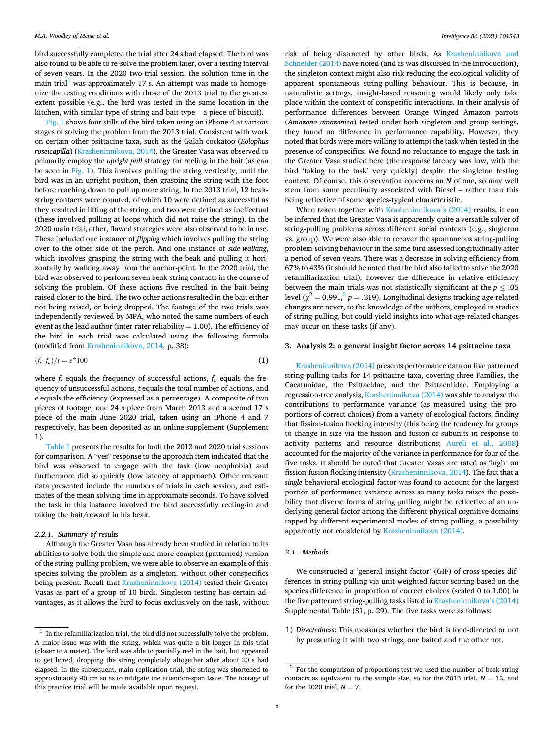bird successfully completed the trial after 24 s had elapsed. The bird was also found to be able to re-solve the problem later, over a testing interval of seven years. In the 2020 two-trial session, the solution time in the main trial[1] was approximately 17 s. An attempt was made to homogenize the testing conditions with those of the 2013 trial to the greatest extent possible (e.g., the bird was tested in the same location in the kitchen, with similar type of string and bait-type – a piece of biscuit).

Fig. 1 shows four stills of the bird taken using an iPhone 4 at various stages of solving the problem from the 2013 trial. Consistent with work on certain other psittacine taxa, such as the Galah cockatoo (*Eolophus roseicapilla*) (Krasheninnikova, 2014), the Greater Vasa was observed to primarily employ the *upright pull* strategy for reeling in the bait (as can be seen in Fig. 1). This involves pulling the string vertically, until the bird was in an upright position, then grasping the string with the foot before reaching down to pull up more string. In the 2013 trial, 12 beak-string contacts were counted, of which 10 were defined as successful as they resulted in lifting of the string, and two were defined as ineffectual (these involved pulling at loops which did not raise the string). In the 2020 main trial, other, flawed strategies were also observed to be in use. These included one instance of *flipping* which involves pulling the string over to the other side of the perch. And one instance of *side-walking*, which involves grasping the string with the beak and pulling it horizontally by walking away from the anchor-point. In the 2020 trial, the bird was observed to perform seven beak-string contacts in the course of solving the problem. Of these actions five resulted in the bait being raised closer to the bird. The two other actions resulted in the bait either not being raised, or being dropped. The footage of the two trials was independently reviewed by MPA, who noted the same numbers of each event as the lead author (inter-rater reliability = 1.00). The efficiency of the bird in each trial was calculated using the following formula (modified from Krasheninnikova, 2014, p. 38):

$$(f_s - f_u)/t = e*100 \tag{1}$$

where $f_s$ equals the frequency of successful actions, $f_u$ equals the frequency of unsuccessful actions, $t$ equals the total number of actions, and $e$ equals the efficiency (expressed as a percentage). A composite of two pieces of footage, one 24 s piece from March 2013 and a second 17 s piece of the main June 2020 trial, taken using an iPhone 4 and 7 respectively, has been deposited as an online supplement (Supplement 1).

Table 1 presents the results for both the 2013 and 2020 trial sessions for comparison. A "yes" response to the approach item indicated that the bird was observed to engage with the task (low neophobia) and furthermore did so quickly (low latency of approach). Other relevant data presented include the numbers of trials in each session, and estimates of the mean solving time in approximate seconds. To have solved the task in this instance involved the bird successfully reeling-in and taking the bait/reward in his beak.

#### 2.2.1. Summary of results

Although the Greater Vasa has already been studied in relation to its abilities to solve both the simple and more complex (patterned) version of the string-pulling problem, we were able to observe an example of this species solving the problem as a singleton, without other conspecifics being present. Recall that Krasheninnikova (2014) tested their Greater Vasas as part of a group of 10 birds. Singleton testing has certain advantages, as it allows the bird to focus exclusively on the task, without risk of being distracted by other birds. As Krasheninnikova and Schneider (2014) have noted (and as was discussed in the introduction), the singleton context might also risk reducing the ecological validity of apparent spontaneous string-pulling behaviour. This is because, in naturalistic settings, insight-based reasoning would likely only take place within the context of conspecific interactions. In their analysis of performance differences between Orange Winged Amazon parrots (*Amazona amazonica*) tested under both singleton and group settings, they found no difference in performance capability. However, they noted that birds were more willing to attempt the task when tested in the presence of conspecifics. We found no reluctance to engage the task in the Greater Vasa studied here (the response latency was low, with the bird 'taking to the task' very quickly) despite the singleton testing context. Of course, this observation concerns an *N* of one, so may well stem from some peculiarity associated with Diesel – rather than this being reflective of some species-typical characteristic.

When taken together with Krasheninnikova's (2014) results, it can be inferred that the Greater Vasa is apparently quite a versatile solver of string-pulling problems across different social contexts (e.g., singleton vs. group). We were also able to recover the spontaneous string-pulling problem-solving behaviour in the same bird assessed longitudinally after a period of seven years. There was a decrease in solving efficiency from 67% to 43% (it should be noted that the bird also failed to solve the 2020 refamiliarization trial), however the difference in relative efficiency between the main trials was not statistically significant at the $p \leq .05$ level ($\chi^2 = 0.991$,[2] $p = .319$). Longitudinal designs tracking age-related changes are never, to the knowledge of the authors, employed in studies of string-pulling, but could yield insights into what age-related changes may occur on these tasks (if any).

## 3. Analysis 2: a general insight factor across 14 psittacine taxa

Krasheninnikova (2014) presents performance data on five patterned string-pulling tasks for 14 psittacine taxa, covering three Families, the Cacatunidae, the Psittacidae, and the Psittaculidae. Employing a regression-tree analysis, Krasheninnikova (2014) was able to analyse the contributions to performance variance (as measured using the proportions of correct choices) from a variety of ecological factors, finding that fission-fusion flocking intensity (this being the tendency for groups to change in size via the fission and fusion of subunits in response to activity patterns and resource distributions; Aureli et al., 2008) accounted for the majority of the variance in performance for four of the five tasks. It should be noted that Greater Vasas are rated as 'high' on fission-fusion flocking intensity (Krasheninnikova, 2014). The fact that a *single* behavioral ecological factor was found to account for the largest portion of performance variance across so many tasks raises the possibility that diverse forms of string pulling might be reflective of an underlying general factor among the different physical cognitive domains tapped by different experimental modes of string pulling, a possibility apparently not considered by Krasheninnikova (2014).

### 3.1. Methods

We constructed a 'general insight factor' (GIF) of cross-species differences in string-pulling via unit-weighted factor scoring based on the species difference in proportion of correct choices (scaled 0 to 1.00) in the five patterned string-pulling tasks listed in Krasheninnikova's (2014) Supplemental Table (S1, p. 29). The five tasks were as follows:

1) *Directedness*: This measures whether the bird is food-directed or not by presenting it with two strings, one baited and the other not.

---

[1] In the refamiliarization trial, the bird did not successfully solve the problem. A major issue was with the string, which was quite a bit longer in this trial (closer to a meter). The bird was able to partially reel in the bait, but appeared to get bored, dropping the string completely altogether after about 20 s had elapsed. In the subsequent, main replication trial, the string was shortened to approximately 40 cm so as to mitigate the attention-span issue. The footage of this practice trial will be made available upon request.

[2] For the comparison of proportions test we used the number of beak-string contacts as equivalent to the sample size, so for the 2013 trial, $N = 12$, and for the 2020 trial, $N = 7$.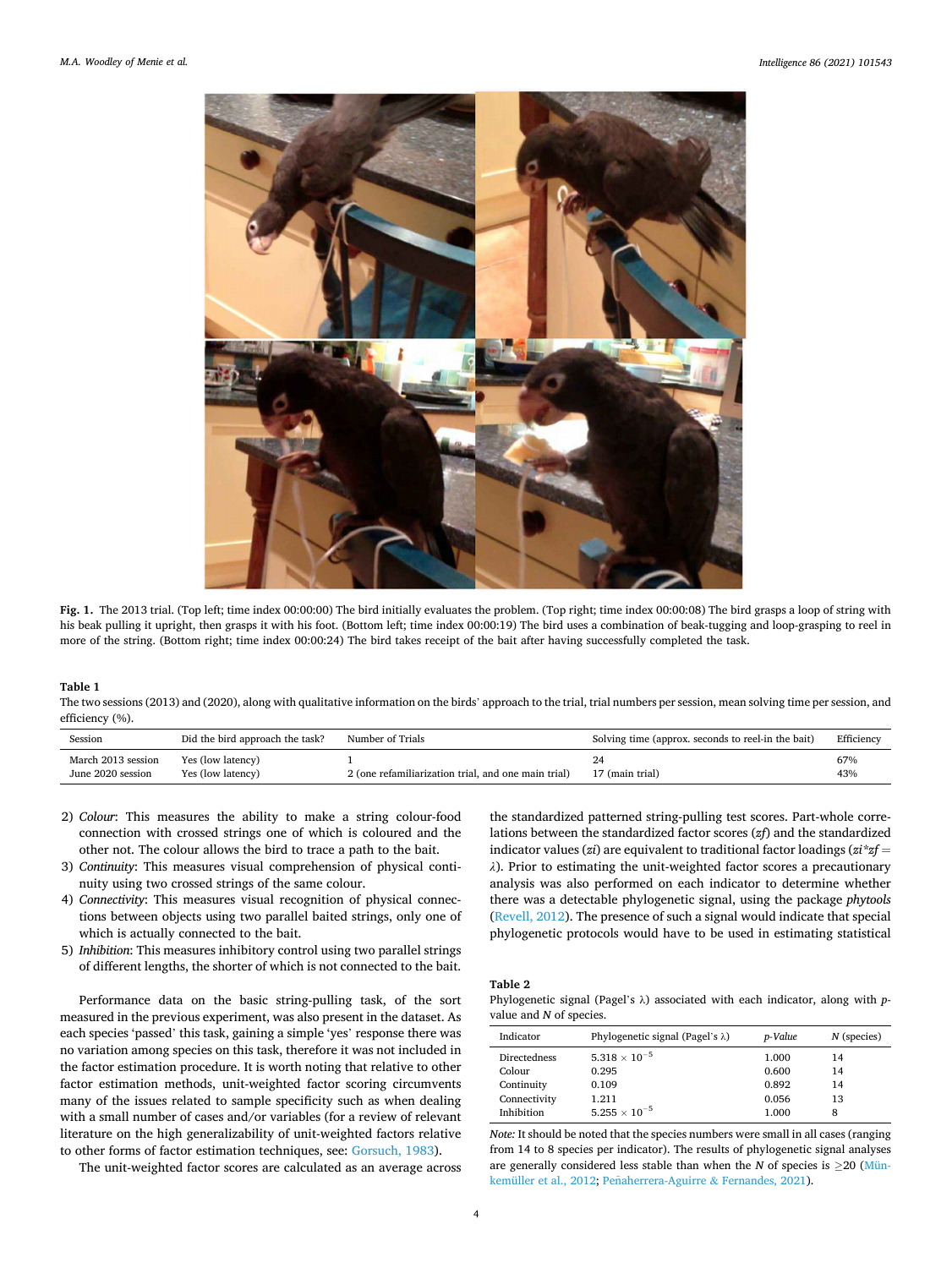**Fig. 1.** The 2013 trial. (Top left; time index 00:00:00) The bird initially evaluates the problem. (Top right; time index 00:00:08) The bird grasps a loop of string with his beak pulling it upright, then grasps it with his foot. (Bottom left; time index 00:00:19) The bird uses a combination of beak-tugging and loop-grasping to reel in more of the string. (Bottom right; time index 00:00:24) The bird takes receipt of the bait after having successfully completed the task.

**Table 1**
The two sessions (2013) and (2020), along with qualitative information on the birds' approach to the trial, trial numbers per session, mean solving time per session, and efficiency (%).

| Session | Did the bird approach the task? | Number of Trials | Solving time (approx. seconds to reel-in the bait) | Efficiency |
|---|---|---|---|---|
| March 2013 session | Yes (low latency) | 1 | 24 | 67% |
| June 2020 session | Yes (low latency) | 2 (one refamiliarization trial, and one main trial) | 17 (main trial) | 43% |

2) *Colour*: This measures the ability to make a string colour-food connection with crossed strings one of which is coloured and the other not. The colour allows the bird to trace a path to the bait.
3) *Continuity*: This measures visual comprehension of physical continuity using two crossed strings of the same colour.
4) *Connectivity*: This measures visual recognition of physical connections between objects using two parallel baited strings, only one of which is actually connected to the bait.
5) *Inhibition*: This measures inhibitory control using two parallel strings of different lengths, the shorter of which is not connected to the bait.

Performance data on the basic string-pulling task, of the sort measured in the previous experiment, was also present in the dataset. As each species 'passed' this task, gaining a simple 'yes' response there was no variation among species on this task, therefore it was not included in the factor estimation procedure. It is worth noting that relative to other factor estimation methods, unit-weighted factor scoring circumvents many of the issues related to sample specificity such as when dealing with a small number of cases and/or variables (for a review of relevant literature on the high generalizability of unit-weighted factors relative to other forms of factor estimation techniques, see: Gorsuch, 1983).

The unit-weighted factor scores are calculated as an average across the standardized patterned string-pulling test scores. Part-whole correlations between the standardized factor scores ($zf$) and the standardized indicator values ($zi$) are equivalent to traditional factor loadings ($zi*zf = \lambda$). Prior to estimating the unit-weighted factor scores a precautionary analysis was also performed on each indicator to determine whether there was a detectable phylogenetic signal, using the package *phytools* (Revell, 2012). The presence of such a signal would indicate that special phylogenetic protocols would have to be used in estimating statistical

**Table 2**
Phylogenetic signal (Pagel's $\lambda$) associated with each indicator, along with *p*-value and *N* of species.

| Indicator | Phylogenetic signal (Pagel's $\lambda$) | *p-Value* | *N* (species) |
|---|---|---|---|
| Directedness | $5.318 \times 10^{-5}$ | 1.000 | 14 |
| Colour | 0.295 | 0.600 | 14 |
| Continuity | 0.109 | 0.892 | 14 |
| Connectivity | 1.211 | 0.056 | 13 |
| Inhibition | $5.255 \times 10^{-5}$ | 1.000 | 8 |

*Note:* It should be noted that the species numbers were small in all cases (ranging from 14 to 8 species per indicator). The results of phylogenetic signal analyses are generally considered less stable than when the *N* of species is ≥20 (Münkemüller et al., 2012; Peñaherrera-Aguirre & Fernandes, 2021).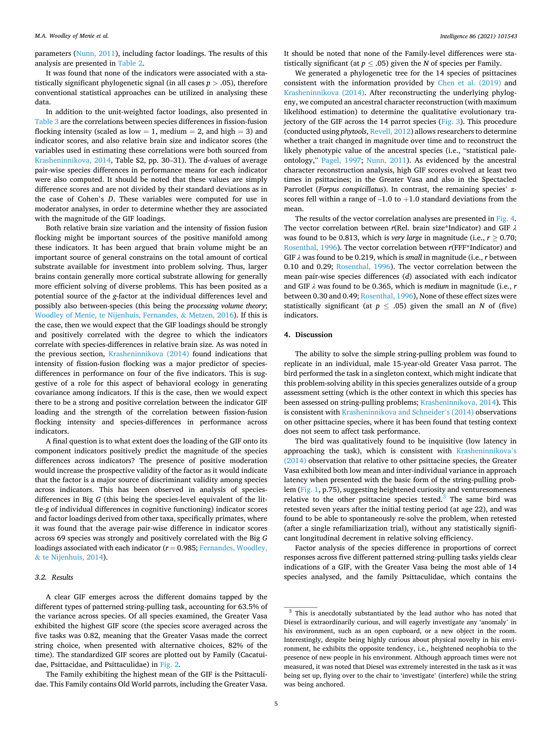parameters (Nunn, 2011), including factor loadings. The results of this analysis are presented in Table 2.

It was found that none of the indicators were associated with a statistically significant phylogenetic signal (in all cases $p > .05$), therefore conventional statistical approaches can be utilized in analysing these data.

In addition to the unit-weighted factor loadings, also presented in Table 3 are the correlations between species differences in fission-fusion flocking intensity (scaled as low = 1, medium = 2, and high = 3) and indicator scores, and also relative brain size and indicator scores (the variables used in estimating these correlations were both sourced from Krasheninnikova, 2014, Table S2, pp. 30–31). The *d*-values of average pair-wise species differences in performance means for each indicator were also computed. It should be noted that these values are simply difference scores and are not divided by their standard deviations as in the case of Cohen's *D*. These variables were computed for use in moderator analyses, in order to determine whether they are associated with the magnitude of the GIF loadings.

Both relative brain size variation and the intensity of fission fusion flocking might be important sources of the positive manifold among these indicators. It has been argued that brain volume might be an important source of general constrains on the total amount of cortical substrate available for investment into problem solving. Thus, larger brains contain generally more cortical substrate allowing for generally more efficient solving of diverse problems. This has been posited as a potential source of the *g*-factor at the individual differences level and possibly also between-species (this being the *processing volume theory*; Woodley of Menie, te Nijenhuis, Fernandes, & Metzen, 2016). If this is the case, then we would expect that the GIF loadings should be strongly and positively correlated with the degree to which the indicators correlate with species-differences in relative brain size. As was noted in the previous section, Krasheninnikova (2014) found indications that intensity of fission-fusion flocking was a major predictor of species-differences in performance on four of the five indicators. This is suggestive of a role for this aspect of behavioral ecology in generating covariance among indicators. If this is the case, then we would expect there to be a strong and positive correlation between the indicator GIF loading and the strength of the correlation between fission-fusion flocking intensity and species-differences in performance across indicators.

A final question is to what extent does the loading of the GIF onto its component indicators positively predict the magnitude of the species differences across indicators? The presence of positive moderation would increase the prospective validity of the factor as it would indicate that the factor is a major source of discriminant validity among species across indicators. This has been observed in analysis of species-differences in Big *G* (this being the species-level equivalent of the little-*g* of individual differences in cognitive functioning) indicator scores and factor loadings derived from other taxa, specifically primates, where it was found that the average pair-wise difference in indicator scores across 69 species was strongly and positively correlated with the Big *G* loadings associated with each indicator ($r = 0.985$; Fernandes, Woodley, & te Nijenhuis, 2014).

### 3.2. Results

A clear GIF emerges across the different domains tapped by the different types of patterned string-pulling task, accounting for 63.5% of the variance across species. Of all species examined, the Greater Vasa exhibited the highest GIF score (the species score averaged across the five tasks was 0.82, meaning that the Greater Vasas made the correct string choice, when presented with alternative choices, 82% of the time). The standardized GIF scores are plotted out by Family (Cacatuidae, Psittacidae, and Psittaculidae) in Fig. 2.

The Family exhibiting the highest mean of the GIF is the Psittaculidae. This Family contains Old World parrots, including the Greater Vasa. It should be noted that none of the Family-level differences were statistically significant (at $p \leq .05$) given the *N* of species per Family.

We generated a phylogenetic tree for the 14 species of psittacines consistent with the information provided by Chen et al. (2019) and Krasheninnikova (2014). After reconstructing the underlying phylogeny, we computed an ancestral character reconstruction (with maximum likelihood estimation) to determine the qualitative evolutionary trajectory of the GIF across the 14 parrot species (Fig. 3). This procedure (conducted using *phytools*, Revell, 2012) allows researchers to determine whether a trait changed in magnitude over time and to reconstruct the likely phenotypic value of the ancestral species (i.e., "statistical paleontology," Pagel, 1997; Nunn, 2011). As evidenced by the ancestral character reconstruction analysis, high GIF scores evolved at least two times in psittacines; in the Greater Vasa and also in the Spectacled Parrotlet (*Forpus conspicillatus*). In contrast, the remaining species' *z*-scores fell within a range of –1.0 to +1.0 standard deviations from the mean.

The results of the vector correlation analyses are presented in Fig. 4. The vector correlation between *r*(Rel. brain size*Indicator) and GIF $\lambda$ was found to be 0.813, which is *very large* in magnitude (i.e., $r \geq 0.70$; Rosenthal, 1996). The vector correlation between *r*(FFF*Indicator) and GIF $\lambda$ was found to be 0.219, which is *small* in magnitude (i.e., *r* between 0.10 and 0.29; Rosenthal, 1996). The vector correlation between the mean pair-wise species differences (*d*) associated with each indicator and GIF $\lambda$ was found to be 0.365, which is *medium* in magnitude (i.e., *r* between 0.30 and 0.49; Rosenthal, 1996), None of these effect sizes were statistically significant (at $p \leq .05$) given the small an *N* of (five) indicators.

## 4. Discussion

The ability to solve the simple string-pulling problem was found to replicate in an individual, male 15-year-old Greater Vasa parrot. The bird performed the task in a singleton context, which might indicate that this problem-solving ability in this species generalizes outside of a group assessment setting (which is the other context in which this species has been assessed on string-pulling problems; Krasheninnikova, 2014). This is consistent with Krasheninnikova and Schneider's (2014) observations on other psittacine species, where it has been found that testing context does not seem to affect task performance.

The bird was qualitatively found to be inquisitive (low latency in approaching the task), which is consistent with Krasheninnikova's (2014) observation that relative to other psittacine species, the Greater Vasa exhibited both low mean and inter-individual variance in approach latency when presented with the basic form of the string-pulling problem (Fig. 1, p.75), suggesting heightened curiosity and venturesomeness relative to the other psittacine species tested.[3] The same bird was retested seven years after the initial testing period (at age 22), and was found to be able to spontaneously re-solve the problem, when retested (after a single refamiliarization trial), without any statistically significant longitudinal decrement in relative solving efficiency.

Factor analysis of the species difference in proportions of correct responses across five different patterned string-pulling tasks yields clear indications of a GIF, with the Greater Vasa being the most able of 14 species analysed, and the family Psittaculidae, which contains the

[3] This is anecdotally substantiated by the lead author who has noted that Diesel is extraordinarily curious, and will eagerly investigate any 'anomaly' in his environment, such as an open cupboard, or a new object in the room. Interestingly, despite being highly curious about physical novelty in his environment, he exhibits the opposite tendency, i.e., heightened neophobia to the presence of new people in his environment. Although approach times were not measured, it was noted that Diesel was extremely interested in the task as it was being set up, flying over to the chair to 'investigate' (interfere) while the string was being anchored.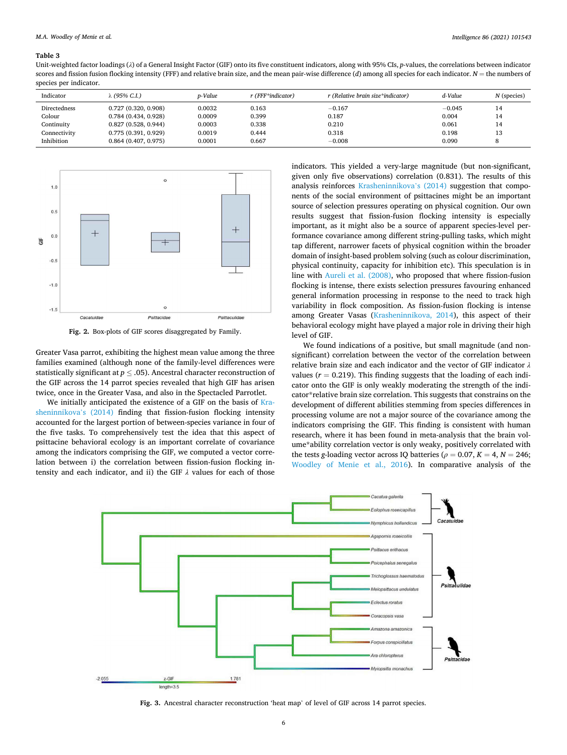**Table 3**

Unit-weighted factor loadings ($\lambda$) of a General Insight Factor (GIF) onto its five constituent indicators, along with 95% CIs, *p*-values, the correlations between indicator scores and fission fusion flocking intensity (FFF) and relative brain size, and the mean pair-wise difference (*d*) among all species for each indicator. *N* = the numbers of species per indicator.

| Indicator | $\lambda$ (95% C.I.) | *p*-Value | *r* (FFF*indicator) | *r* (Relative brain size*indicator) | *d*-Value | *N* (species) |
|---|---|---|---|---|---|---|
| Directedness | 0.727 (0.320, 0.908) | 0.0032 | 0.163 | −0.167 | −0.045 | 14 |
| Colour | 0.784 (0.434, 0.928) | 0.0009 | 0.399 | 0.187 | 0.004 | 14 |
| Continuity | 0.827 (0.528, 0.944) | 0.0003 | 0.338 | 0.210 | 0.061 | 14 |
| Connectivity | 0.775 (0.391, 0.929) | 0.0019 | 0.444 | 0.318 | 0.198 | 13 |
| Inhibition | 0.864 (0.407, 0.975) | 0.0001 | 0.667 | −0.008 | 0.090 | 8 |

**Fig. 2.** Box-plots of GIF scores disaggregated by Family.

Greater Vasa parrot, exhibiting the highest mean value among the three families examined (although none of the family-level differences were statistically significant at $p \leq .05$). Ancestral character reconstruction of the GIF across the 14 parrot species revealed that high GIF has arisen twice, once in the Greater Vasa, and also in the Spectacled Parrotlet.

We initially anticipated the existence of a GIF on the basis of Krasheninnikova's (2014) finding that fission-fusion flocking intensity accounted for the largest portion of between-species variance in four of the five tasks. To comprehensively test the idea that this aspect of psittacine behavioral ecology is an important correlate of covariance among the indicators comprising the GIF, we computed a vector correlation between i) the correlation between fission-fusion flocking intensity and each indicator, and ii) the GIF $\lambda$ values for each of those indicators. This yielded a very-large magnitude (but non-significant, given only five observations) correlation (0.831). The results of this analysis reinforces Krasheninnikova's (2014) suggestion that components of the social environment of psittacines might be an important source of selection pressures operating on physical cognition. Our own results suggest that fission-fusion flocking intensity is especially important, as it might also be a source of apparent species-level performance covariance among different string-pulling tasks, which might tap different, narrower facets of physical cognition within the broader domain of insight-based problem solving (such as colour discrimination, physical continuity, capacity for inhibition etc). This speculation is in line with Aureli et al. (2008), who proposed that where fission-fusion flocking is intense, there exists selection pressures favouring enhanced general information processing in response to the need to track high variability in flock composition. As fission-fusion flocking is intense among Greater Vasas (Krasheninnikova, 2014), this aspect of their behavioral ecology might have played a major role in driving their high level of GIF.

We found indications of a positive, but small magnitude (and non-significant) correlation between the vector of the correlation between relative brain size and each indicator and the vector of GIF indicator $\lambda$ values ($r = 0.219$). This finding suggests that the loading of each indicator onto the GIF is only weakly moderating the strength of the indicator*relative brain size correlation. This suggests that constrains on the development of different abilities stemming from species differences in processing volume are not a major source of the covariance among the indicators comprising the GIF. This finding is consistent with human research, where it has been found in meta-analysis that the brain volume*ability correlation vector is only weaky, positively correlated with the tests *g*-loading vector across IQ batteries ($\rho = 0.07$, $K = 4$, $N = 246$; Woodley of Menie et al., 2016). In comparative analysis of the

**Fig. 3.** Ancestral character reconstruction 'heat map' of level of GIF across 14 parrot species.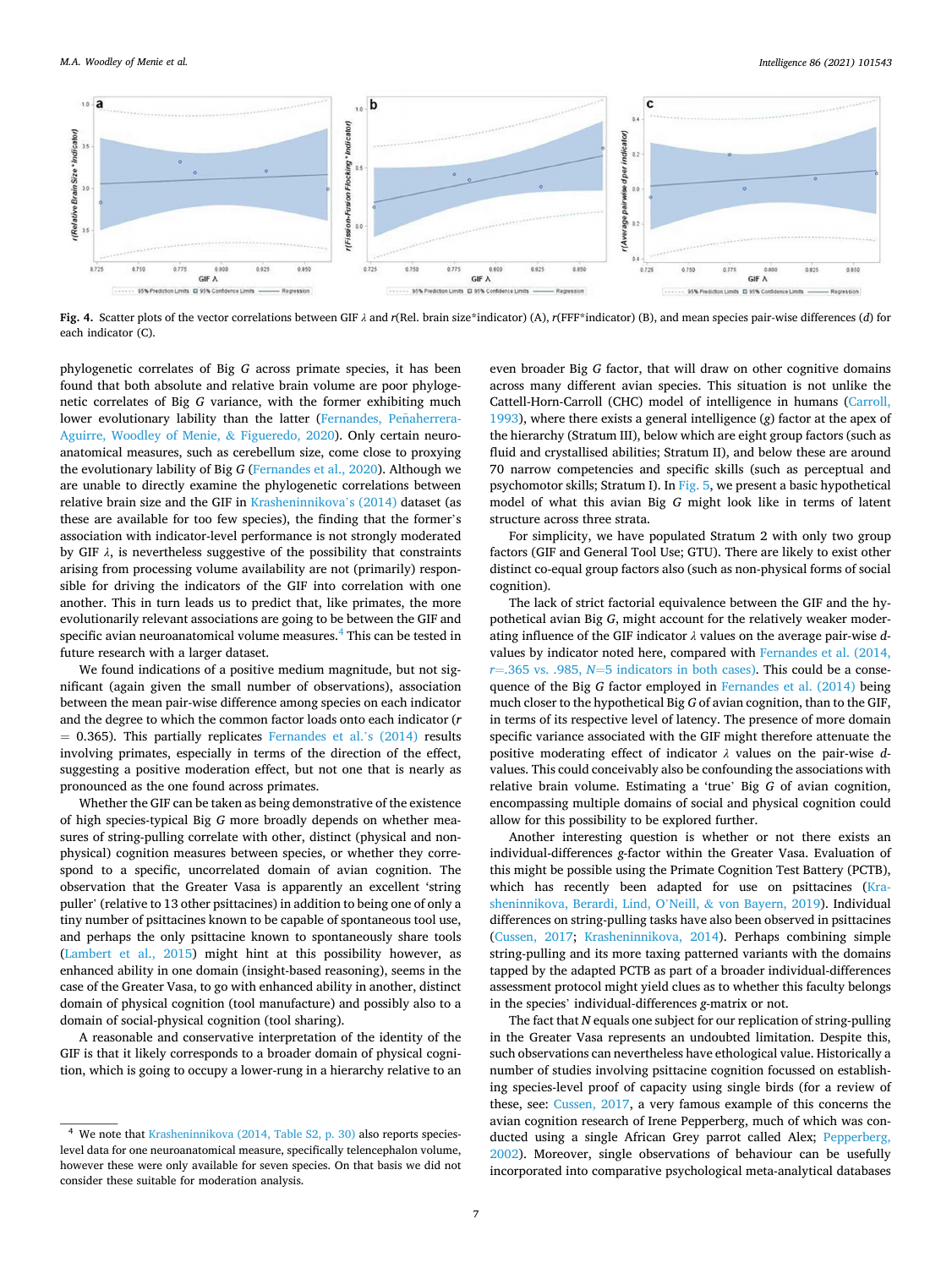**Fig. 4.** Scatter plots of the vector correlations between GIF $\lambda$ and $r$(Rel. brain size*indicator) (A), $r$(FFF*indicator) (B), and mean species pair-wise differences ($d$) for each indicator (C).

phylogenetic correlates of Big $G$ across primate species, it has been found that both absolute and relative brain volume are poor phylogenetic correlates of Big $G$ variance, with the former exhibiting much lower evolutionary lability than the latter (Fernandes, Peñaherrera-Aguirre, Woodley of Menie, & Figueredo, 2020). Only certain neuroanatomical measures, such as cerebellum size, come close to proxying the evolutionary lability of Big $G$ (Fernandes et al., 2020). Although we are unable to directly examine the phylogenetic correlations between relative brain size and the GIF in Krasheninnikova's (2014) dataset (as these are available for too few species), the finding that the former's association with indicator-level performance is not strongly moderated by GIF $\lambda$, is nevertheless suggestive of the possibility that constraints arising from processing volume availability are not (primarily) responsible for driving the indicators of the GIF into correlation with one another. This in turn leads us to predict that, like primates, the more evolutionarily relevant associations are going to be between the GIF and specific avian neuroanatomical volume measures.[4] This can be tested in future research with a larger dataset.

We found indications of a positive medium magnitude, but not significant (again given the small number of observations), association between the mean pair-wise difference among species on each indicator and the degree to which the common factor loads onto each indicator ($r$ = 0.365). This partially replicates Fernandes et al.'s (2014) results involving primates, especially in terms of the direction of the effect, suggesting a positive moderation effect, but not one that is nearly as pronounced as the one found across primates.

Whether the GIF can be taken as being demonstrative of the existence of high species-typical Big $G$ more broadly depends on whether measures of string-pulling correlate with other, distinct (physical and non-physical) cognition measures between species, or whether they correspond to a specific, uncorrelated domain of avian cognition. The observation that the Greater Vasa is apparently an excellent 'string puller' (relative to 13 other psittacines) in addition to being one of only a tiny number of psittacines known to be capable of spontaneous tool use, and perhaps the only psittacine known to spontaneously share tools (Lambert et al., 2015) might hint at this possibility however, as enhanced ability in one domain (insight-based reasoning), seems in the case of the Greater Vasa, to go with enhanced ability in another, distinct domain of physical cognition (tool manufacture) and possibly also to a domain of social-physical cognition (tool sharing).

A reasonable and conservative interpretation of the identity of the GIF is that it likely corresponds to a broader domain of physical cognition, which is going to occupy a lower-rung in a hierarchy relative to an even broader Big $G$ factor, that will draw on other cognitive domains across many different avian species. This situation is not unlike the Cattell-Horn-Carroll (CHC) model of intelligence in humans (Carroll, 1993), where there exists a general intelligence ($g$) factor at the apex of the hierarchy (Stratum III), below which are eight group factors (such as fluid and crystallised abilities; Stratum II), and below these are around 70 narrow competencies and specific skills (such as perceptual and psychomotor skills; Stratum I). In Fig. 5, we present a basic hypothetical model of what this avian Big $G$ might look like in terms of latent structure across three strata.

For simplicity, we have populated Stratum 2 with only two group factors (GIF and General Tool Use; GTU). There are likely to exist other distinct co-equal group factors also (such as non-physical forms of social cognition).

The lack of strict factorial equivalence between the GIF and the hypothetical avian Big $G$, might account for the relatively weaker moderating influence of the GIF indicator $\lambda$ values on the average pair-wise $d$-values by indicator noted here, compared with Fernandes et al. (2014, $r$=.365 vs. .985, $N$=5 indicators in both cases). This could be a consequence of the Big $G$ factor employed in Fernandes et al. (2014) being much closer to the hypothetical Big $G$ of avian cognition, than to the GIF, in terms of its respective level of latency. The presence of more domain specific variance associated with the GIF might therefore attenuate the positive moderating effect of indicator $\lambda$ values on the pair-wise $d$-values. This could conceivably also be confounding the associations with relative brain volume. Estimating a 'true' Big $G$ of avian cognition, encompassing multiple domains of social and physical cognition could allow for this possibility to be explored further.

Another interesting question is whether or not there exists an individual-differences $g$-factor within the Greater Vasa. Evaluation of this might be possible using the Primate Cognition Test Battery (PCTB), which has recently been adapted for use on psittacines (Krasheninnikova, Berardi, Lind, O'Neill, & von Bayern, 2019). Individual differences on string-pulling tasks have also been observed in psittacines (Cussen, 2017; Krasheninnikova, 2014). Perhaps combining simple string-pulling and its more taxing patterned variants with the domains tapped by the adapted PCTB as part of a broader individual-differences assessment protocol might yield clues as to whether this faculty belongs in the species' individual-differences $g$-matrix or not.

The fact that $N$ equals one subject for our replication of string-pulling in the Greater Vasa represents an undoubted limitation. Despite this, such observations can nevertheless have ethological value. Historically a number of studies involving psittacine cognition focussed on establishing species-level proof of capacity using single birds (for a review of these, see: Cussen, 2017, a very famous example of this concerns the avian cognition research of Irene Pepperberg, much of which was conducted using a single African Grey parrot called Alex; Pepperberg, 2002). Moreover, single observations of behaviour can be usefully incorporated into comparative psychological meta-analytical databases

[4] We note that Krasheninnikova (2014, Table S2, p. 30) also reports species-level data for one neuroanatomical measure, specifically telencephalon volume, however these were only available for seven species. On that basis we did not consider these suitable for moderation analysis.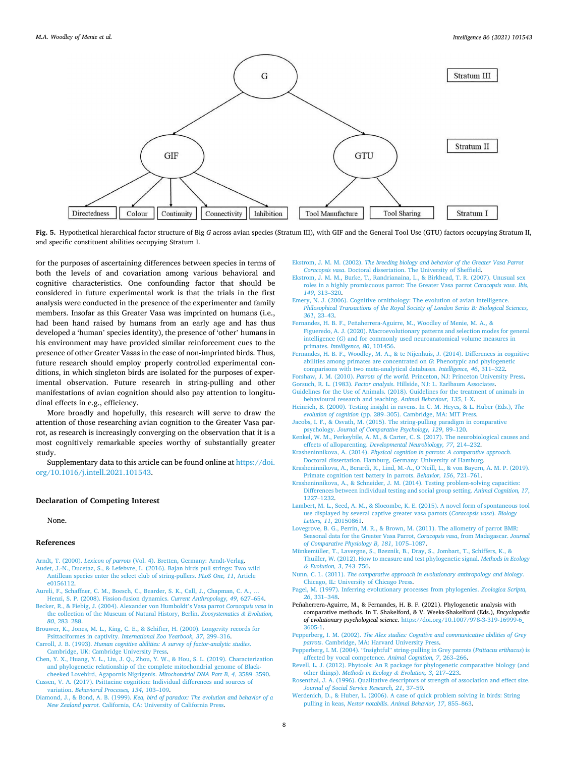Fig. 5. Hypothetical hierarchical factor structure of Big *G* across avian species (Stratum III), with GIF and the General Tool Use (GTU) factors occupying Stratum II, and specific constituent abilities occupying Stratum I.

for the purposes of ascertaining differences between species in terms of both the levels of and covariation among various behavioral and cognitive characteristics. One confounding factor that should be considered in future experimental work is that the trials in the first analysis were conducted in the presence of the experimenter and family members. Insofar as this Greater Vasa was imprinted on humans (i.e., had been hand raised by humans from an early age and has thus developed a 'human' species identity), the presence of 'other' humans in his environment may have provided similar reinforcement cues to the presence of other Greater Vasas in the case of non-imprinted birds. Thus, future research should employ properly controlled experimental conditions, in which singleton birds are isolated for the purposes of experimental observation. Future research in string-pulling and other manifestations of avian cognition should also pay attention to longitudinal effects in e.g., efficiency.

More broadly and hopefully, this research will serve to draw the attention of those researching avian cognition to the Greater Vasa parrot, as research is increasingly converging on the observation that it is a most cognitively remarkable species worthy of substantially greater study.

Supplementary data to this article can be found online at https://doi.org/10.1016/j.intell.2021.101543.

## Declaration of Competing Interest

None.

## References

Arndt, T. (2000). *Lexicon of parrots* (Vol. 4). Bretten, Germany: Arndt-Verlag.

Audet, J.-N., Ducatez, S., & Lefebvre, L. (2016). Bajan birds pull strings: Two wild Antillean species enter the select club of string-pullers. *PLoS One, 11*, Article e0156112.

Aureli, F., Schaffner, C. M., Boesch, C., Bearder, S. K., Call, J., Chapman, C. A., … Henzi, S. P. (2008). Fission-fusion dynamics. *Current Anthropology, 49*, 627–654.

Becker, R., & Fiebig, J. (2004). Alexander von Humboldt's Vasa parrot *Coracopsis vasa* in the collection of the Museum of Natural History, Berlin. *Zoosystematics & Evolution, 80*, 283–288.

Brouwer, K., Jones, M. L., King, C. E., & Schifter, H. (2000). Longevity records for Psittaciformes in captivity. *International Zoo Yearbook, 37*, 299–316.

Carroll, J. B. (1993). *Human cognitive abilities: A survey of factor-analytic studies.* Cambridge, UK: Cambridge University Press.

Chen, Y. X., Huang, Y. L., Liu, J. Q., Zhou, Y. W., & Hou, S. L. (2019). Characterization and phylogenetic relationship of the complete mitochondrial genome of Black-cheeked Lovebird, Agapornis Nigrigenis. *Mitochondrial DNA Part B, 4*, 3589–3590.

Cussen, V. A. (2017). Psittacine cognition: Individual differences and sources of variation. *Behavioral Processes, 134*, 103–109.

Diamond, J., & Bond, A. B. (1999). *Kea, bird of paradox: The evolution and behavior of a New Zealand parrot.* California, CA: University of California Press.

Ekstrom, J. M. M. (2002). *The breeding biology and behavior of the Greater Vasa Parrot Coracopsis vasa.* Doctoral dissertation. The University of Sheffield.

Ekstrom, J. M. M., Burke, T., Randrianaina, L., & Birkhead, T. R. (2007). Unusual sex roles in a highly promiscuous parrot: The Greater Vasa parrot *Caracopsis vasa*. *Ibis, 149*, 313–320.

Emery, N. J. (2006). Cognitive ornithology: The evolution of avian intelligence. *Philosophical Transactions of the Royal Society of London Series B: Biological Sciences, 361*, 23–43.

Fernandes, H. B. F., Peñaherrera-Aguirre, M., Woodley of Menie, M. A., & Figueredo, A. J. (2020). Macroevolutionary patterns and selection modes for general intelligence (*G*) and for commonly used neuroanatomical volume measures in primates. *Intelligence, 80*, 101456.

Fernandes, H. B. F., Woodley, M. A., & te Nijenhuis, J. (2014). Differences in cognitive abilities among primates are concentrated on *G*: Phenotypic and phylogenetic comparisons with two meta-analytical databases. *Intelligence, 46*, 311–322.

Forshaw, J. M. (2010). *Parrots of the world.* Princeton, NJ: Princeton University Press.

Gorsuch, R. L. (1983). *Factor analysis.* Hillside, NJ: L. Earlbaum Associates.

Guidelines for the Use of Animals. (2018). Guidelines for the treatment of animals in behavioural research and teaching. *Animal Behaviour, 135*, I–X.

Heinrich, B. (2000). Testing insight in ravens. In C. M. Heyes, & L. Huber (Eds.), *The evolution of cognition* (pp. 289–305). Cambridge, MA: MIT Press.

Jacobs, I. F., & Osvath, M. (2015). The string-pulling paradigm in comparative psychology. *Journal of Comparative Psychology, 129*, 89–120.

Kenkel, W. M., Perkeybile, A. M., & Carter, C. S. (2017). The neurobiological causes and effects of alloparenting. *Developmental Neurobiology, 77*, 214–232.

Krasheninnikova, A. (2014). *Physical cognition in parrots: A comparative approach.* Doctoral dissertation. Hamburg, Germany: University of Hamburg.

Krasheninnikova, A., Berardi, R., Lind, M.-A., O'Neill, L., & von Bayern, A. M. P. (2019). Primate cognition test battery in parrots. *Behavior, 156*, 721–761.

Krasheninnikova, A., & Schneider, J. M. (2014). Testing problem-solving capacities: Differences between individual testing and social group setting. *Animal Cognition, 17*, 1227–1232.

Lambert, M. L., Seed, A. M., & Slocombe, K. E. (2015). A novel form of spontaneous tool use displayed by several captive greater vasa parrots (*Coracopsis vasa*). *Biology Letters, 11*, 20150861.

Lovegrove, B. G., Perrin, M. R., & Brown, M. (2011). The allometry of parrot BMR: Seasonal data for the Greater Vasa Parrot, *Coracopsis vasa*, from Madagascar. *Journal of Comparative Physiology B, 181*, 1075–1087.

Münkemüller, T., Lavergne, S., Bzeznik, B., Dray, S., Jombart, T., Schiffers, K., & Thuiller, W. (2012). How to measure and test phylogenetic signal. *Methods in Ecology & Evolution, 3*, 743–756.

Nunn, C. L. (2011). *The comparative approach in evolutionary anthropology and biology.* Chicago, IL: University of Chicago Press.

Pagel, M. (1997). Inferring evolutionary processes from phylogenies. *Zoologica Scripta, 26*, 331–348.

Peñaherrera-Aguirre, M., & Fernandes, H. B. F. (2021). Phylogenetic analysis with comparative methods. In T. Shakelford, & V. Weeks-Shakelford (Eds.), *Encyclopedia of evolutionary psychological science.* https://doi.org/10.1007/978-3-319-16999-6_3605-1.

Pepperberg, I. M. (2002). *The Alex studies: Cognitive and communicative abilities of Grey parrots.* Cambridge, MA: Harvard University Press.

Pepperberg, I. M. (2004). "Insightful" string-pulling in Grey parrots (*Psittacus erithacus*) is affected by vocal competence. *Animal Cognition, 7*, 263–266.

Revell, L. J. (2012). Phytools: An R package for phylogenetic comparative biology (and other things). *Methods in Ecology & Evolution, 3*, 217–223.

Rosenthal, J. A. (1996). Qualitative descriptors of strength of association and effect size. *Journal of Social Service Research, 21*, 37–59.

Werdenich, D., & Huber, L. (2006). A case of quick problem solving in birds: String pulling in keas, *Nestor notabilis*. *Animal Behavior, 17*, 855–863.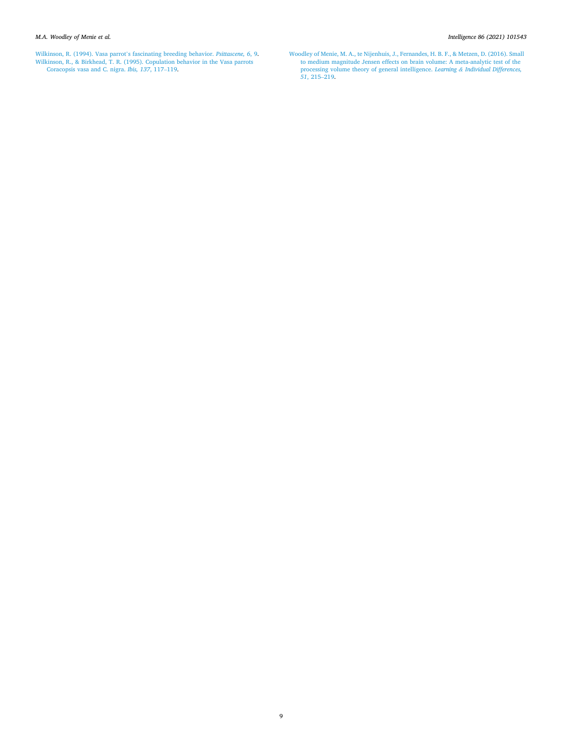Wilkinson, R. (1994). Vasa parrot's fascinating breeding behavior. *Psittascene, 6*, 9.

Wilkinson, R., & Birkhead, T. R. (1995). Copulation behavior in the Vasa parrots Coracopsis vasa and C. nigra. *Ibis, 137*, 117–119.

Woodley of Menie, M. A., te Nijenhuis, J., Fernandes, H. B. F., & Metzen, D. (2016). Small to medium magnitude Jensen effects on brain volume: A meta-analytic test of the processing volume theory of general intelligence. *Learning & Individual Differences, 51*, 215–219.